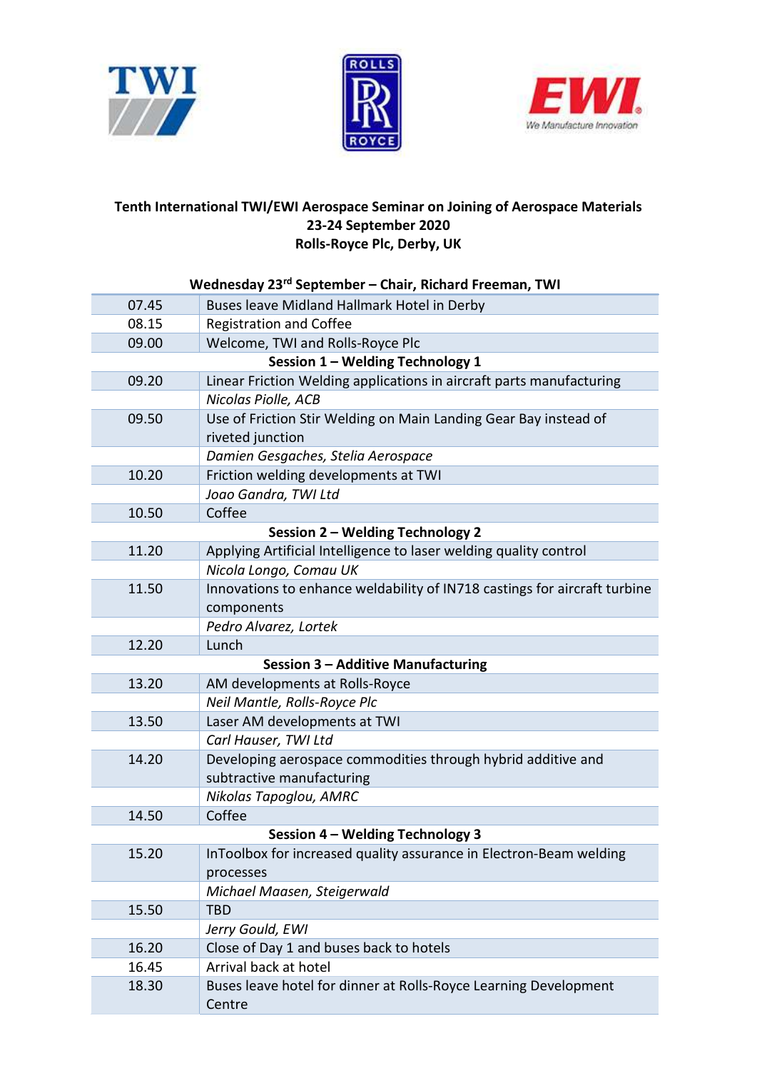**Tenth International TWI/EWI Aerospace Seminar on Joining of Aerospace Materials**
**23-24 September 2020**
**Rolls-Royce Plc, Derby, UK**

**Wednesday 23rd September – Chair, Richard Freeman, TWI**

| | |
|---|---|
| 07.45 | Buses leave Midland Hallmark Hotel in Derby |
| 08.15 | Registration and Coffee |
| 09.00 | Welcome, TWI and Rolls-Royce Plc |
| **Session 1 – Welding Technology 1** | |
| 09.20 | Linear Friction Welding applications in aircraft parts manufacturing |
| | *Nicolas Piolle, ACB* |
| 09.50 | Use of Friction Stir Welding on Main Landing Gear Bay instead of riveted junction |
| | *Damien Gesgaches, Stelia Aerospace* |
| 10.20 | Friction welding developments at TWI |
| | *Joao Gandra, TWI Ltd* |
| 10.50 | Coffee |
| **Session 2 – Welding Technology 2** | |
| 11.20 | Applying Artificial Intelligence to laser welding quality control |
| | *Nicola Longo, Comau UK* |
| 11.50 | Innovations to enhance weldability of IN718 castings for aircraft turbine components |
| | *Pedro Alvarez, Lortek* |
| 12.20 | Lunch |
| **Session 3 – Additive Manufacturing** | |
| 13.20 | AM developments at Rolls-Royce |
| | *Neil Mantle, Rolls-Royce Plc* |
| 13.50 | Laser AM developments at TWI |
| | *Carl Hauser, TWI Ltd* |
| 14.20 | Developing aerospace commodities through hybrid additive and subtractive manufacturing |
| | *Nikolas Tapoglou, AMRC* |
| 14.50 | Coffee |
| **Session 4 – Welding Technology 3** | |
| 15.20 | InToolbox for increased quality assurance in Electron-Beam welding processes |
| | *Michael Maasen, Steigerwald* |
| 15.50 | TBD |
| | *Jerry Gould, EWI* |
| 16.20 | Close of Day 1 and buses back to hotels |
| 16.45 | Arrival back at hotel |
| 18.30 | Buses leave hotel for dinner at Rolls-Royce Learning Development Centre |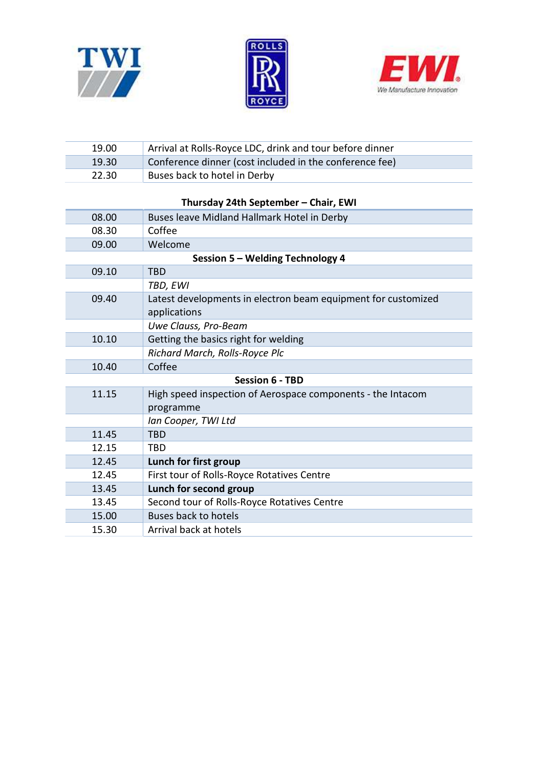| | |
|---|---|
| 19.00 | Arrival at Rolls-Royce LDC, drink and tour before dinner |
| 19.30 | Conference dinner (cost included in the conference fee) |
| 22.30 | Buses back to hotel in Derby |

**Thursday 24th September – Chair, EWI**

| | |
|---|---|
| 08.00 | Buses leave Midland Hallmark Hotel in Derby |
| 08.30 | Coffee |
| 09.00 | Welcome |
| | **Session 5 – Welding Technology 4** |
| 09.10 | TBD |
| | *TBD, EWI* |
| 09.40 | Latest developments in electron beam equipment for customized applications |
| | *Uwe Clauss, Pro-Beam* |
| 10.10 | Getting the basics right for welding |
| | *Richard March, Rolls-Royce Plc* |
| 10.40 | Coffee |
| | **Session 6 - TBD** |
| 11.15 | High speed inspection of Aerospace components - the Intacom programme |
| | *Ian Cooper, TWI Ltd* |
| 11.45 | TBD |
| 12.15 | TBD |
| 12.45 | **Lunch for first group** |
| 12.45 | First tour of Rolls-Royce Rotatives Centre |
| 13.45 | **Lunch for second group** |
| 13.45 | Second tour of Rolls-Royce Rotatives Centre |
| 15.00 | Buses back to hotels |
| 15.30 | Arrival back at hotels |